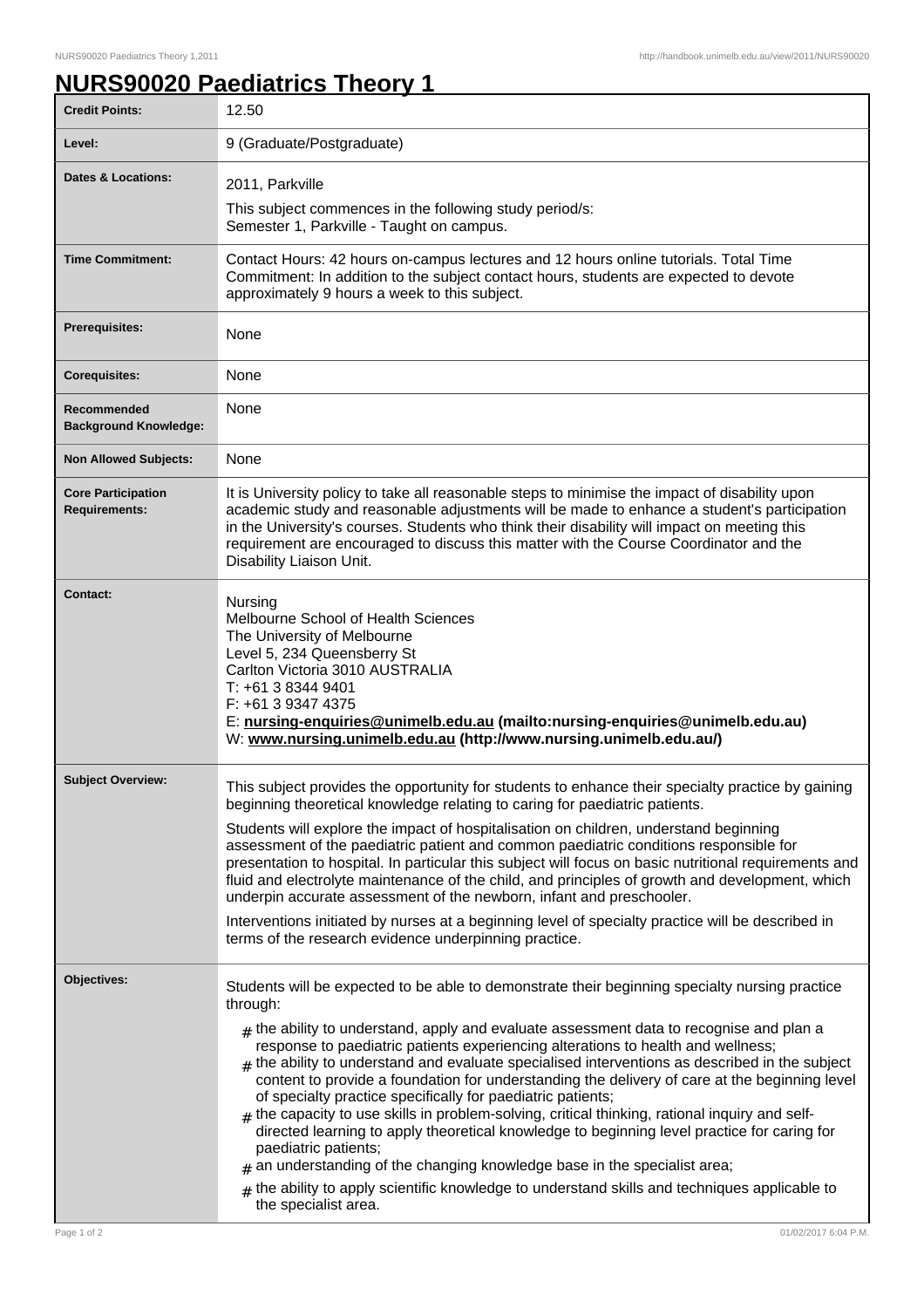# NURS90020 Paediatrics Theory 1

| | |
|---|---|
| **Credit Points:** | 12.50 |
| **Level:** | 9 (Graduate/Postgraduate) |
| **Dates & Locations:** | 2011, Parkville<br>This subject commences in the following study period/s:<br>Semester 1, Parkville - Taught on campus. |
| **Time Commitment:** | Contact Hours: 42 hours on-campus lectures and 12 hours online tutorials. Total Time Commitment: In addition to the subject contact hours, students are expected to devote approximately 9 hours a week to this subject. |
| **Prerequisites:** | None |
| **Corequisites:** | None |
| **Recommended Background Knowledge:** | None |
| **Non Allowed Subjects:** | None |
| **Core Participation Requirements:** | It is University policy to take all reasonable steps to minimise the impact of disability upon academic study and reasonable adjustments will be made to enhance a student's participation in the University's courses. Students who think their disability will impact on meeting this requirement are encouraged to discuss this matter with the Course Coordinator and the Disability Liaison Unit. |
| **Contact:** | Nursing<br>Melbourne School of Health Sciences<br>The University of Melbourne<br>Level 5, 234 Queensberry St<br>Carlton Victoria 3010 AUSTRALIA<br>T: +61 3 8344 9401<br>F: +61 3 9347 4375<br>E: **nursing-enquiries@unimelb.edu.au (mailto:nursing-enquiries@unimelb.edu.au)**<br>W: **www.nursing.unimelb.edu.au (http://www.nursing.unimelb.edu.au/)** |
| **Subject Overview:** | This subject provides the opportunity for students to enhance their specialty practice by gaining beginning theoretical knowledge relating to caring for paediatric patients.<br>Students will explore the impact of hospitalisation on children, understand beginning assessment of the paediatric patient and common paediatric conditions responsible for presentation to hospital. In particular this subject will focus on basic nutritional requirements and fluid and electrolyte maintenance of the child, and principles of growth and development, which underpin accurate assessment of the newborn, infant and preschooler.<br>Interventions initiated by nurses at a beginning level of specialty practice will be described in terms of the research evidence underpinning practice. |
| **Objectives:** | Students will be expected to be able to demonstrate their beginning specialty nursing practice through:<br># the ability to understand, apply and evaluate assessment data to recognise and plan a response to paediatric patients experiencing alterations to health and wellness;<br># the ability to understand and evaluate specialised interventions as described in the subject content to provide a foundation for understanding the delivery of care at the beginning level of specialty practice specifically for paediatric patients;<br># the capacity to use skills in problem-solving, critical thinking, rational inquiry and self-directed learning to apply theoretical knowledge to beginning level practice for caring for paediatric patients;<br># an understanding of the changing knowledge base in the specialist area;<br># the ability to apply scientific knowledge to understand skills and techniques applicable to the specialist area. |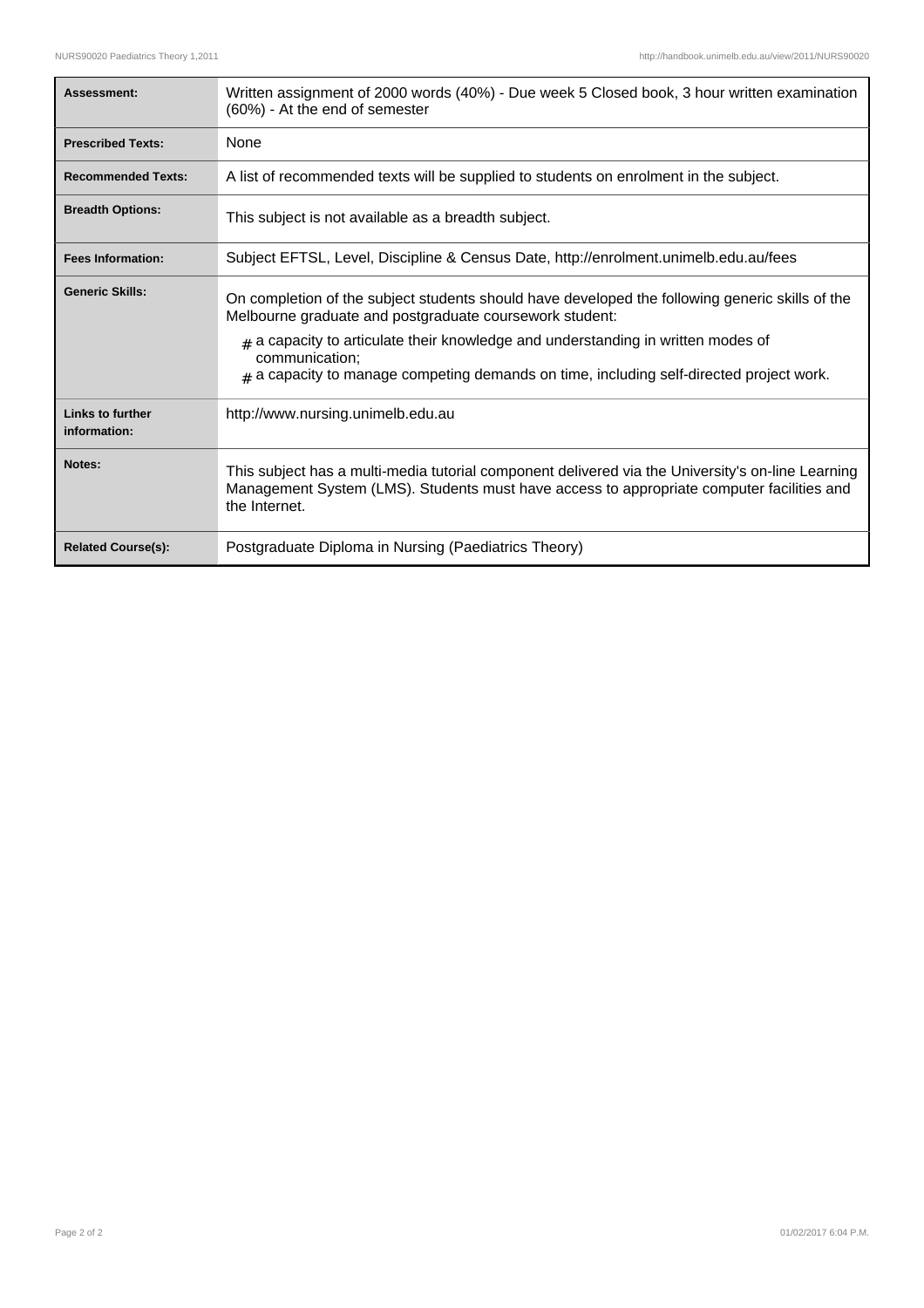| | |
|---|---|
| **Assessment:** | Written assignment of 2000 words (40%) - Due week 5 Closed book, 3 hour written examination (60%) - At the end of semester |
| **Prescribed Texts:** | None |
| **Recommended Texts:** | A list of recommended texts will be supplied to students on enrolment in the subject. |
| **Breadth Options:** | This subject is not available as a breadth subject. |
| **Fees Information:** | Subject EFTSL, Level, Discipline & Census Date, http://enrolment.unimelb.edu.au/fees |
| **Generic Skills:** | On completion of the subject students should have developed the following generic skills of the Melbourne graduate and postgraduate coursework student:<br># a capacity to articulate their knowledge and understanding in written modes of communication;<br># a capacity to manage competing demands on time, including self-directed project work. |
| **Links to further information:** | http://www.nursing.unimelb.edu.au |
| **Notes:** | This subject has a multi-media tutorial component delivered via the University's on-line Learning Management System (LMS). Students must have access to appropriate computer facilities and the Internet. |
| **Related Course(s):** | Postgraduate Diploma in Nursing (Paediatrics Theory) |